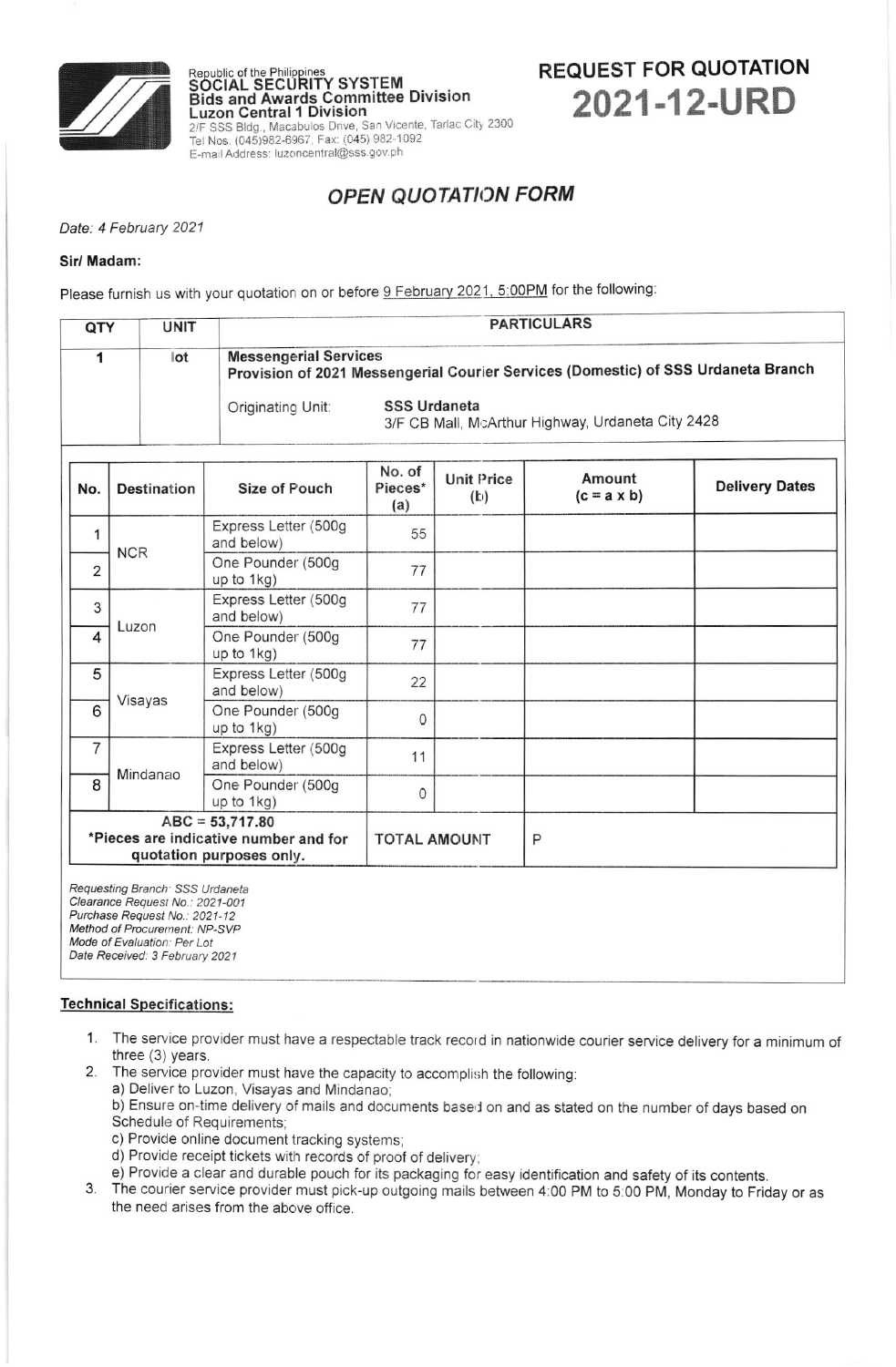Republic of the Philippines
**SOCIAL SECURITY SYSTEM**
**Bids and Awards Committee Division**
**Luzon Central 1 Division**
2/F SSS Bldg., Macabulos Drive, San Vicente, Tarlac City 2300
Tel Nos. (045)982-6967, Fax: (045) 982-1092
E-mail Address: luzoncentral@sss.gov.ph

# REQUEST FOR QUOTATION
# 2021-12-URD

## *OPEN QUOTATION FORM*

*Date: 4 February 2021*

**Sir/ Madam:**

Please furnish us with your quotation on or before 9 February 2021, 5:00PM for the following:

| QTY | UNIT | PARTICULARS |
|---|---|---|
| 1 | lot | **Messengerial Services**<br>**Provision of 2021 Messengerial Courier Services (Domestic) of SSS Urdaneta Branch**<br>Originating Unit: **SSS Urdaneta** 3/F CB Mall, McArthur Highway, Urdaneta City 2428 |

| No. | Destination | Size of Pouch | No. of Pieces* (a) | Unit Price (b) | Amount (c = a x b) | Delivery Dates |
|---|---|---|---|---|---|---|
| 1 | NCR | Express Letter (500g and below) | 55 | | | |
| 2 | | One Pounder (500g up to 1kg) | 77 | | | |
| 3 | Luzon | Express Letter (500g and below) | 77 | | | |
| 4 | | One Pounder (500g up to 1kg) | 77 | | | |
| 5 | Visayas | Express Letter (500g and below) | 22 | | | |
| 6 | | One Pounder (500g up to 1kg) | 0 | | | |
| 7 | Mindanao | Express Letter (500g and below) | 11 | | | |
| 8 | | One Pounder (500g up to 1kg) | 0 | | | |
| ABC = 53,717.80<br>*Pieces are indicative number and for quotation purposes only. | | | TOTAL AMOUNT | | P | |

*Requesting Branch: SSS Urdaneta*
*Clearance Request No.: 2021-001*
*Purchase Request No.: 2021-12*
*Method of Procurement: NP-SVP*
*Mode of Evaluation: Per Lot*
*Date Received: 3 February 2021*

**Technical Specifications:**

1. The service provider must have a respectable track record in nationwide courier service delivery for a minimum of three (3) years.
2. The service provider must have the capacity to accomplish the following:
   a) Deliver to Luzon, Visayas and Mindanao;
   b) Ensure on-time delivery of mails and documents based on and as stated on the number of days based on Schedule of Requirements;
   c) Provide online document tracking systems;
   d) Provide receipt tickets with records of proof of delivery;
   e) Provide a clear and durable pouch for its packaging for easy identification and safety of its contents.
3. The courier service provider must pick-up outgoing mails between 4:00 PM to 5:00 PM, Monday to Friday or as the need arises from the above office.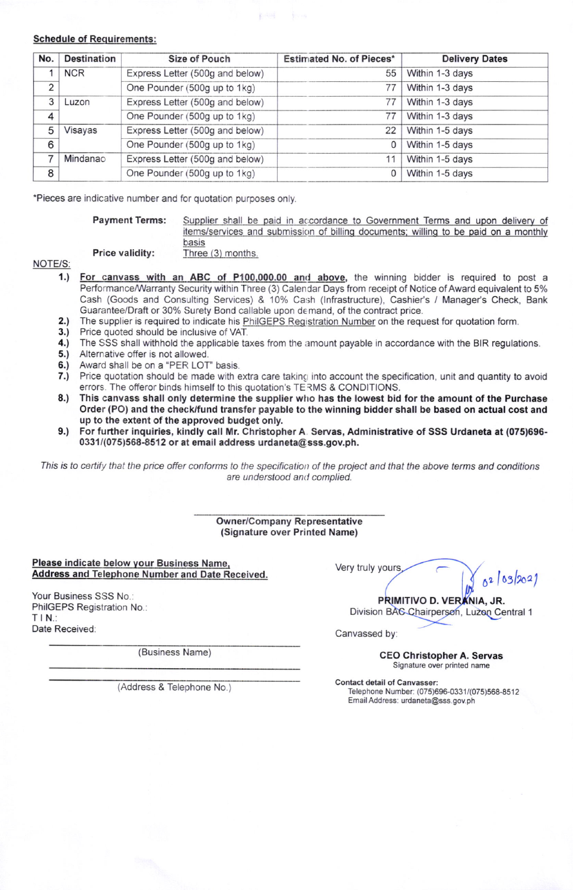**Schedule of Requirements:**

| No. | Destination | Size of Pouch | Estimated No. of Pieces* | Delivery Dates |
|---|---|---|---|---|
| 1 | NCR | Express Letter (500g and below) | 55 | Within 1-3 days |
| 2 | | One Pounder (500g up to 1kg) | 77 | Within 1-3 days |
| 3 | Luzon | Express Letter (500g and below) | 77 | Within 1-3 days |
| 4 | | One Pounder (500g up to 1kg) | 77 | Within 1-3 days |
| 5 | Visayas | Express Letter (500g and below) | 22 | Within 1-5 days |
| 6 | | One Pounder (500g up to 1kg) | 0 | Within 1-5 days |
| 7 | Mindanao | Express Letter (500g and below) | 11 | Within 1-5 days |
| 8 | | One Pounder (500g up to 1kg) | 0 | Within 1-5 days |

*Pieces are indicative number and for quotation purposes only.

**Payment Terms:** Supplier shall be paid in accordance to Government Terms and upon delivery of items/services and submission of billing documents; willing to be paid on a monthly basis

**Price validity:** Three (3) months.

NOTE/S:

1.) **For canvass with an ABC of P100,000.00 and above,** the winning bidder is required to post a Performance/Warranty Security within Three (3) Calendar Days from receipt of Notice of Award equivalent to 5% Cash (Goods and Consulting Services) & 10% Cash (Infrastructure), Cashier's / Manager's Check, Bank Guarantee/Draft or 30% Surety Bond callable upon demand, of the contract price.
2.) The supplier is required to indicate his PhilGEPS Registration Number on the request for quotation form.
3.) Price quoted should be inclusive of VAT.
4.) The SSS shall withhold the applicable taxes from the amount payable in accordance with the BIR regulations.
5.) Alternative offer is not allowed.
6.) Award shall be on a "PER LOT" basis.
7.) Price quotation should be made with extra care taking into account the specification, unit and quantity to avoid errors. The offeror binds himself to this quotation's TERMS & CONDITIONS.
8.) **This canvass shall only determine the supplier who has the lowest bid for the amount of the Purchase Order (PO) and the check/fund transfer payable to the winning bidder shall be based on actual cost and up to the extent of the approved budget only.**
9.) **For further inquiries, kindly call Mr. Christopher A. Servas, Administrative of SSS Urdaneta at (075)696-0331/(075)568-8512 or at email address urdaneta@sss.gov.ph.**

*This is to certify that the price offer conforms to the specification of the project and that the above terms and conditions are understood and complied.*

\_\_\_\_\_\_\_\_\_\_\_\_\_\_\_\_\_\_\_\_\_\_\_\_\_\_\_\_\_\_\_\_
**Owner/Company Representative**
**(Signature over Printed Name)**

**Please indicate below your Business Name, Address and Telephone Number and Date Received.**

Your Business SSS No.:
PhilGEPS Registration No.:
T I N.:
Date Received:

\_\_\_\_\_\_\_\_\_\_\_\_\_\_\_\_\_\_\_\_\_\_\_\_\_\_\_\_\_\_\_\_
(Business Name)

\_\_\_\_\_\_\_\_\_\_\_\_\_\_\_\_\_\_\_\_\_\_\_\_\_\_\_\_\_\_\_\_

\_\_\_\_\_\_\_\_\_\_\_\_\_\_\_\_\_\_\_\_\_\_\_\_\_\_\_\_\_\_\_\_
(Address & Telephone No.)

Very truly yours,

02/03/2021

**PRIMITIVO D. VERANIA, JR.**
Division BAC Chairperson, Luzon Central 1

Canvassed by:

**CEO Christopher A. Servas**
Signature over printed name

**Contact detail of Canvasser:**
Telephone Number: (075)696-0331/(075)568-8512
Email Address: urdaneta@sss.gov.ph